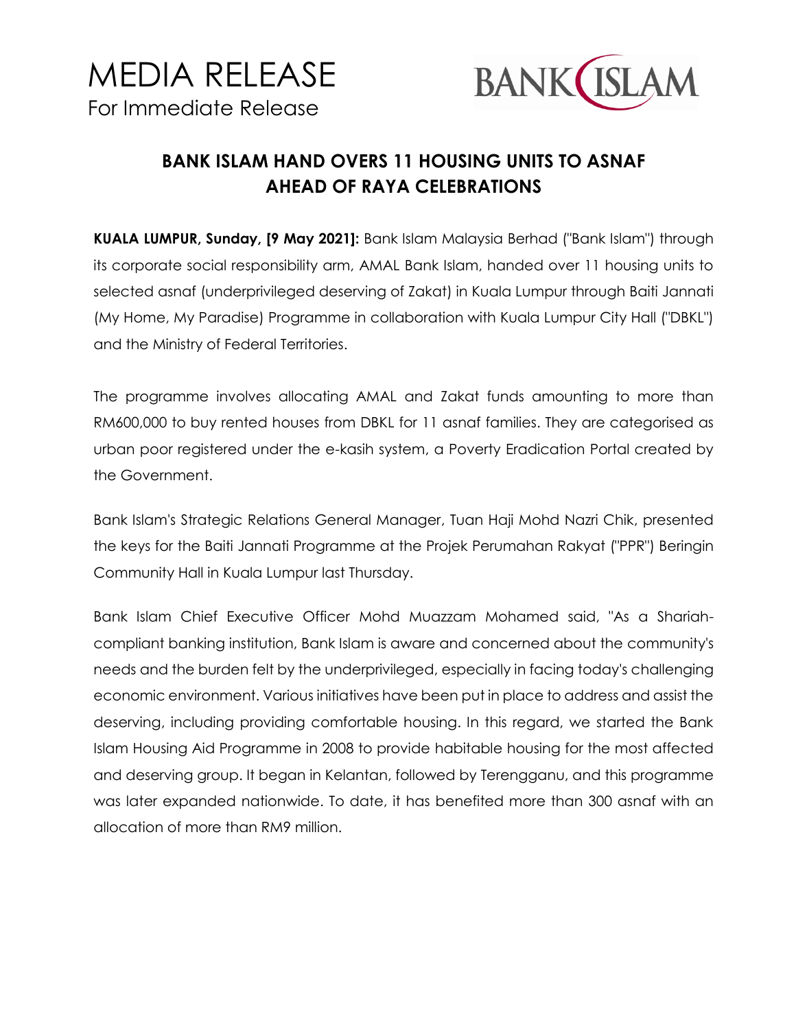# MEDIA RELEASE

For Immediate Release

## BANK ISLAM HAND OVERS 11 HOUSING UNITS TO ASNAF AHEAD OF RAYA CELEBRATIONS

**KUALA LUMPUR, Sunday, [9 May 2021]:** Bank Islam Malaysia Berhad ("Bank Islam") through its corporate social responsibility arm, AMAL Bank Islam, handed over 11 housing units to selected asnaf (underprivileged deserving of Zakat) in Kuala Lumpur through Baiti Jannati (My Home, My Paradise) Programme in collaboration with Kuala Lumpur City Hall ("DBKL") and the Ministry of Federal Territories.

The programme involves allocating AMAL and Zakat funds amounting to more than RM600,000 to buy rented houses from DBKL for 11 asnaf families. They are categorised as urban poor registered under the e-kasih system, a Poverty Eradication Portal created by the Government.

Bank Islam's Strategic Relations General Manager, Tuan Haji Mohd Nazri Chik, presented the keys for the Baiti Jannati Programme at the Projek Perumahan Rakyat ("PPR") Beringin Community Hall in Kuala Lumpur last Thursday.

Bank Islam Chief Executive Officer Mohd Muazzam Mohamed said, "As a Shariah-compliant banking institution, Bank Islam is aware and concerned about the community's needs and the burden felt by the underprivileged, especially in facing today's challenging economic environment. Various initiatives have been put in place to address and assist the deserving, including providing comfortable housing. In this regard, we started the Bank Islam Housing Aid Programme in 2008 to provide habitable housing for the most affected and deserving group. It began in Kelantan, followed by Terengganu, and this programme was later expanded nationwide. To date, it has benefited more than 300 asnaf with an allocation of more than RM9 million.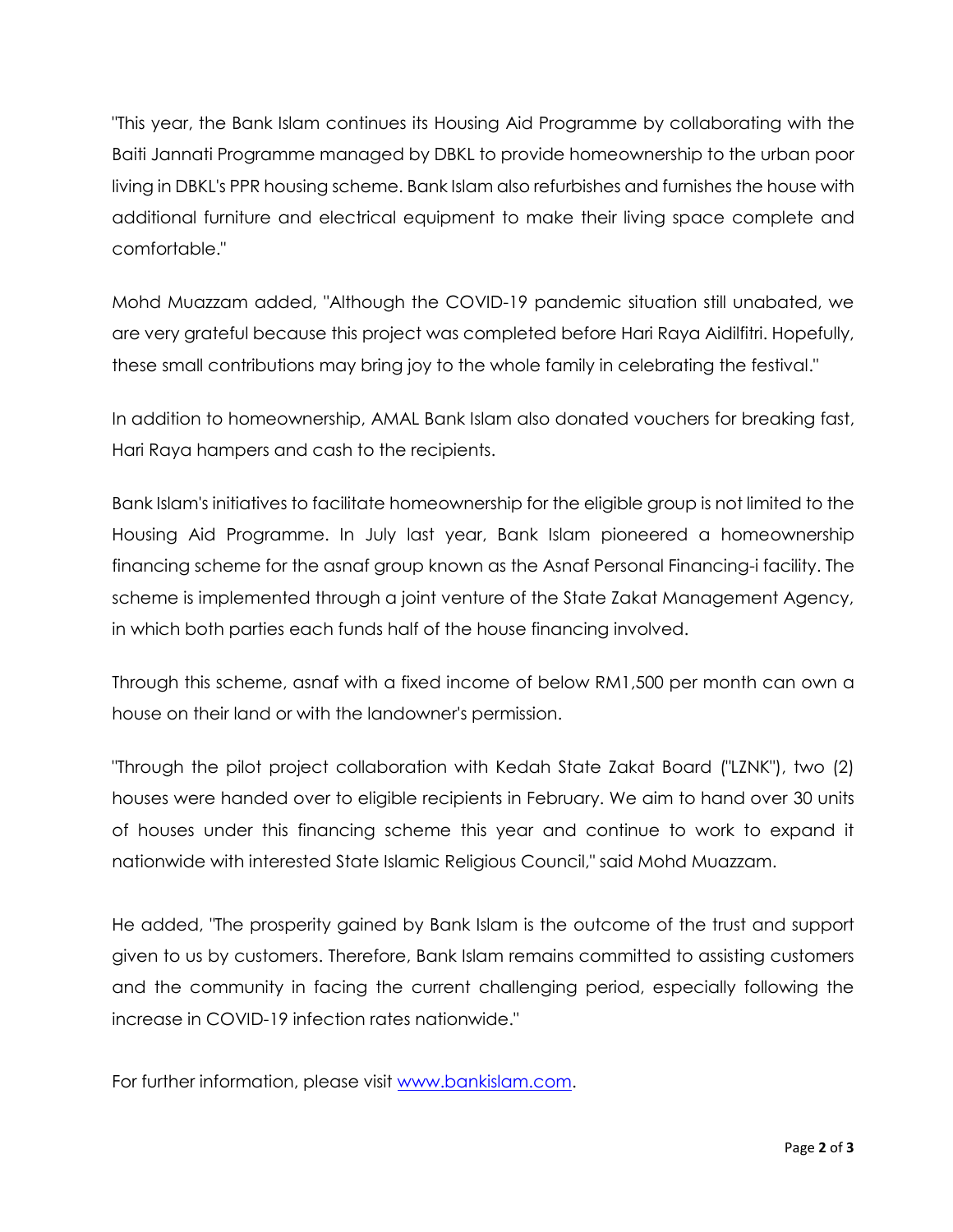"This year, the Bank Islam continues its Housing Aid Programme by collaborating with the Baiti Jannati Programme managed by DBKL to provide homeownership to the urban poor living in DBKL's PPR housing scheme. Bank Islam also refurbishes and furnishes the house with additional furniture and electrical equipment to make their living space complete and comfortable."

Mohd Muazzam added, "Although the COVID-19 pandemic situation still unabated, we are very grateful because this project was completed before Hari Raya Aidilfitri. Hopefully, these small contributions may bring joy to the whole family in celebrating the festival."

In addition to homeownership, AMAL Bank Islam also donated vouchers for breaking fast, Hari Raya hampers and cash to the recipients.

Bank Islam's initiatives to facilitate homeownership for the eligible group is not limited to the Housing Aid Programme. In July last year, Bank Islam pioneered a homeownership financing scheme for the asnaf group known as the Asnaf Personal Financing-i facility. The scheme is implemented through a joint venture of the State Zakat Management Agency, in which both parties each funds half of the house financing involved.

Through this scheme, asnaf with a fixed income of below RM1,500 per month can own a house on their land or with the landowner's permission.

"Through the pilot project collaboration with Kedah State Zakat Board ("LZNK"), two (2) houses were handed over to eligible recipients in February. We aim to hand over 30 units of houses under this financing scheme this year and continue to work to expand it nationwide with interested State Islamic Religious Council," said Mohd Muazzam.

He added, "The prosperity gained by Bank Islam is the outcome of the trust and support given to us by customers. Therefore, Bank Islam remains committed to assisting customers and the community in facing the current challenging period, especially following the increase in COVID-19 infection rates nationwide."

For further information, please visit [www.bankislam.com](http://www.bankislam.com).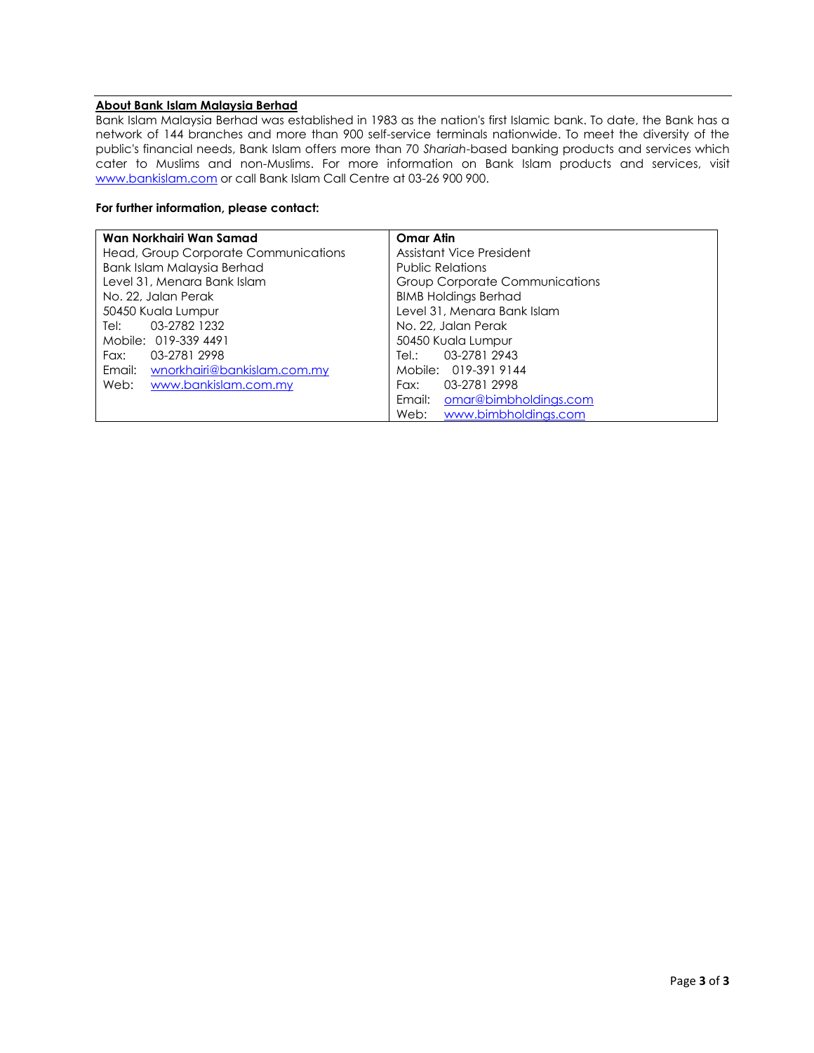**About Bank Islam Malaysia Berhad**

Bank Islam Malaysia Berhad was established in 1983 as the nation's first Islamic bank. To date, the Bank has a network of 144 branches and more than 900 self-service terminals nationwide. To meet the diversity of the public's financial needs, Bank Islam offers more than 70 *Shariah*-based banking products and services which cater to Muslims and non-Muslims. For more information on Bank Islam products and services, visit www.bankislam.com or call Bank Islam Call Centre at 03-26 900 900.

**For further information, please contact:**

| | |
|---|---|
| **Wan Norkhairi Wan Samad**<br>Head, Group Corporate Communications<br>Bank Islam Malaysia Berhad<br>Level 31, Menara Bank Islam<br>No. 22, Jalan Perak<br>50450 Kuala Lumpur<br>Tel: 03-2782 1232<br>Mobile: 019-339 4491<br>Fax: 03-2781 2998<br>Email: wnorkhairi@bankislam.com.my<br>Web: www.bankislam.com.my | **Omar Atin**<br>Assistant Vice President<br>Public Relations<br>Group Corporate Communications<br>BIMB Holdings Berhad<br>Level 31, Menara Bank Islam<br>No. 22, Jalan Perak<br>50450 Kuala Lumpur<br>Tel.: 03-2781 2943<br>Mobile: 019-391 9144<br>Fax: 03-2781 2998<br>Email: omar@bimbholdings.com<br>Web: www.bimbholdings.com |